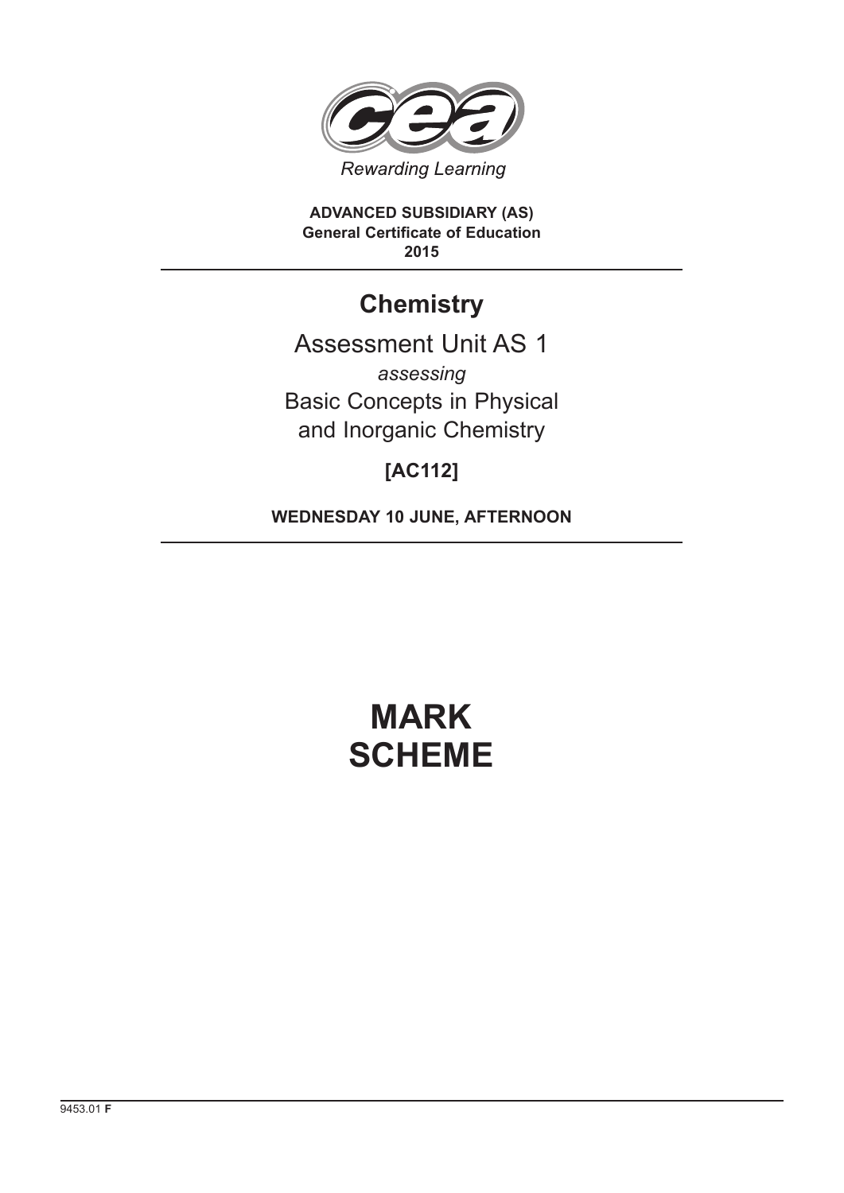Rewarding Learning

**ADVANCED SUBSIDIARY (AS)**
**General Certificate of Education**
**2015**

---

## Chemistry

Assessment Unit AS 1

*assessing*

Basic Concepts in Physical and Inorganic Chemistry

**[AC112]**

**WEDNESDAY 10 JUNE, AFTERNOON**

---

# MARK SCHEME

9453.01 **F**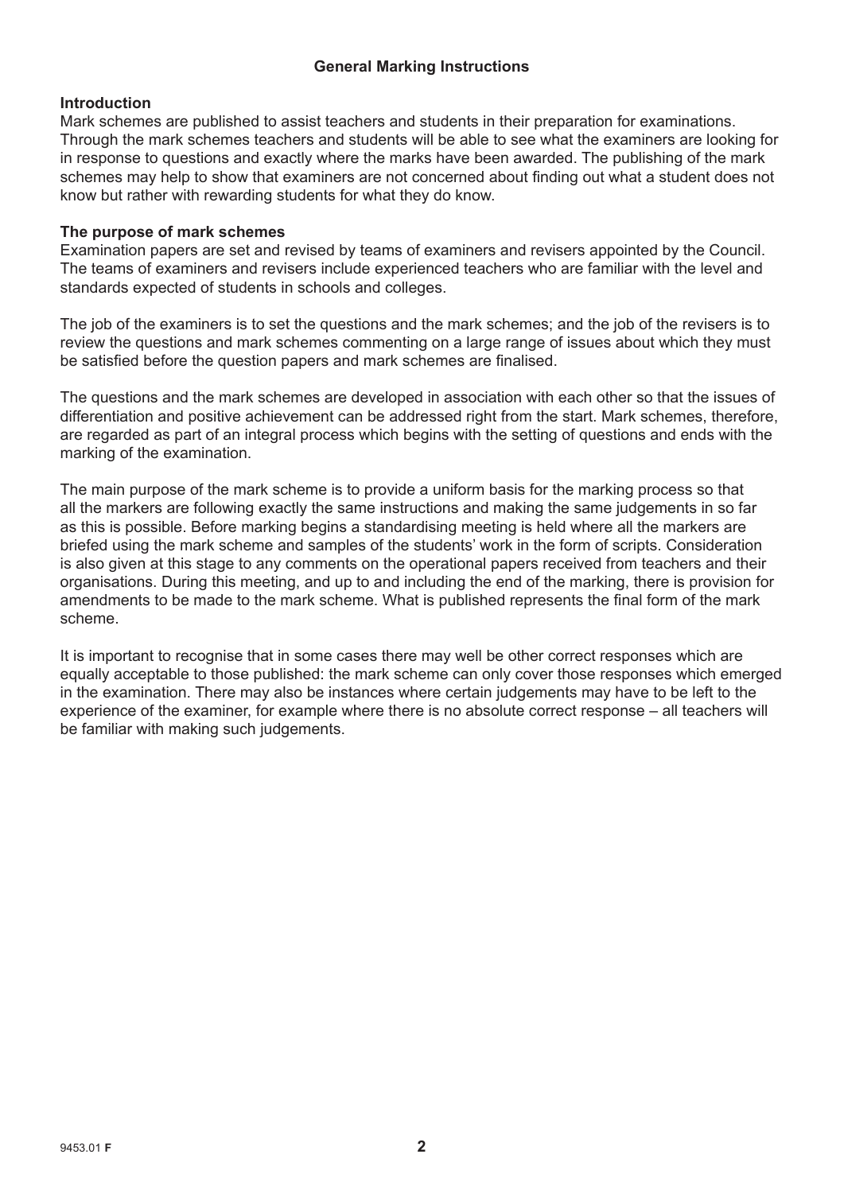## General Marking Instructions

### Introduction

Mark schemes are published to assist teachers and students in their preparation for examinations. Through the mark schemes teachers and students will be able to see what the examiners are looking for in response to questions and exactly where the marks have been awarded. The publishing of the mark schemes may help to show that examiners are not concerned about finding out what a student does not know but rather with rewarding students for what they do know.

### The purpose of mark schemes

Examination papers are set and revised by teams of examiners and revisers appointed by the Council. The teams of examiners and revisers include experienced teachers who are familiar with the level and standards expected of students in schools and colleges.

The job of the examiners is to set the questions and the mark schemes; and the job of the revisers is to review the questions and mark schemes commenting on a large range of issues about which they must be satisfied before the question papers and mark schemes are finalised.

The questions and the mark schemes are developed in association with each other so that the issues of differentiation and positive achievement can be addressed right from the start. Mark schemes, therefore, are regarded as part of an integral process which begins with the setting of questions and ends with the marking of the examination.

The main purpose of the mark scheme is to provide a uniform basis for the marking process so that all the markers are following exactly the same instructions and making the same judgements in so far as this is possible. Before marking begins a standardising meeting is held where all the markers are briefed using the mark scheme and samples of the students' work in the form of scripts. Consideration is also given at this stage to any comments on the operational papers received from teachers and their organisations. During this meeting, and up to and including the end of the marking, there is provision for amendments to be made to the mark scheme. What is published represents the final form of the mark scheme.

It is important to recognise that in some cases there may well be other correct responses which are equally acceptable to those published: the mark scheme can only cover those responses which emerged in the examination. There may also be instances where certain judgements may have to be left to the experience of the examiner, for example where there is no absolute correct response – all teachers will be familiar with making such judgements.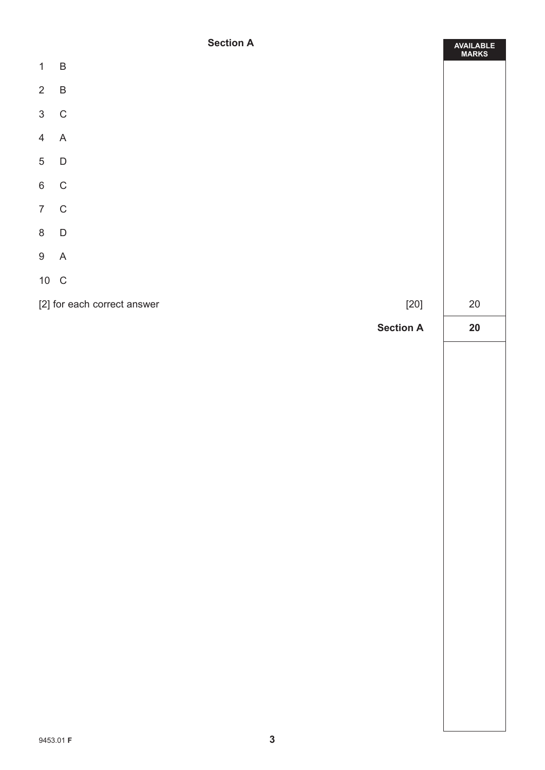## Section A

| | | AVAILABLE MARKS |
|---|---|---|
| 1 | B | |
| 2 | B | |
| 3 | C | |
| 4 | A | |
| 5 | D | |
| 6 | C | |
| 7 | C | |
| 8 | D | |
| 9 | A | |
| 10 | C | |
| [2] for each correct answer | [20] | 20 |
| | **Section A** | **20** |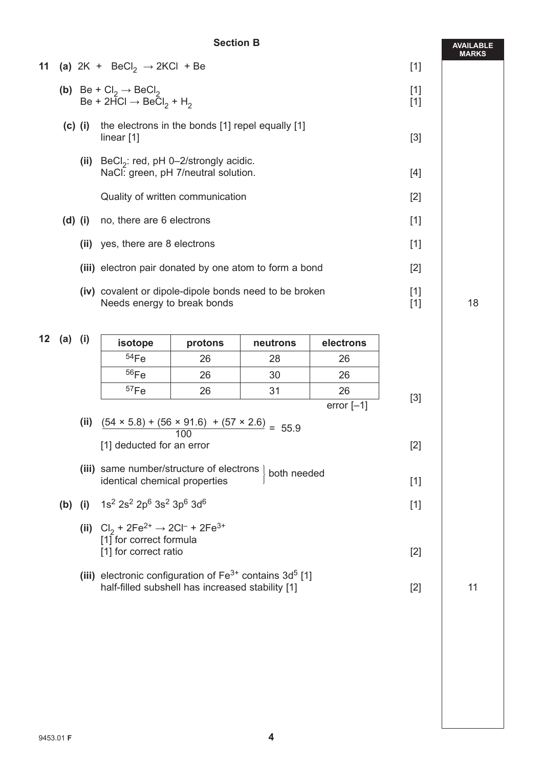## Section B

**AVAILABLE MARKS**

**11** **(a)** $2K + BeCl_2 \rightarrow 2KCl + Be$ [1]

**(b)** $Be + Cl_2 \rightarrow BeCl_2$ [1]
$Be + 2HCl \rightarrow BeCl_2 + H_2$ [1]

**(c) (i)** the electrons in the bonds [1] repel equally [1]
linear [1] [3]

**(ii)** $BeCl_2$: red, pH 0–2/strongly acidic.
NaCl: green, pH 7/neutral solution. [4]

Quality of written communication [2]

**(d) (i)** no, there are 6 electrons [1]

**(ii)** yes, there are 8 electrons [1]

**(iii)** electron pair donated by one atom to form a bond [2]

**(iv)** covalent or dipole-dipole bonds need to be broken [1]
Needs energy to break bonds [1] — 18

**12** **(a) (i)**

| isotope | protons | neutrons | electrons |
|---|---|---|---|
| $^{54}Fe$ | 26 | 28 | 26 |
| $^{56}Fe$ | 26 | 30 | 26 |
| $^{57}Fe$ | 26 | 31 | 26 |

error [–1] [3]

**(ii)** $\dfrac{(54 \times 5.8) + (56 \times 91.6) + (57 \times 2.6)}{100} = 55.9$
[1] deducted for an error [2]

**(iii)** same number/structure of electrons } both needed
identical chemical properties [1]

**(b) (i)** $1s^2\ 2s^2\ 2p^6\ 3s^2\ 3p^6\ 3d^6$ [1]

**(ii)** $Cl_2 + 2Fe^{2+} \rightarrow 2Cl^- + 2Fe^{3+}$
[1] for correct formula
[1] for correct ratio [2]

**(iii)** electronic configuration of $Fe^{3+}$ contains $3d^5$ [1]
half-filled subshell has increased stability [1] [2] — 11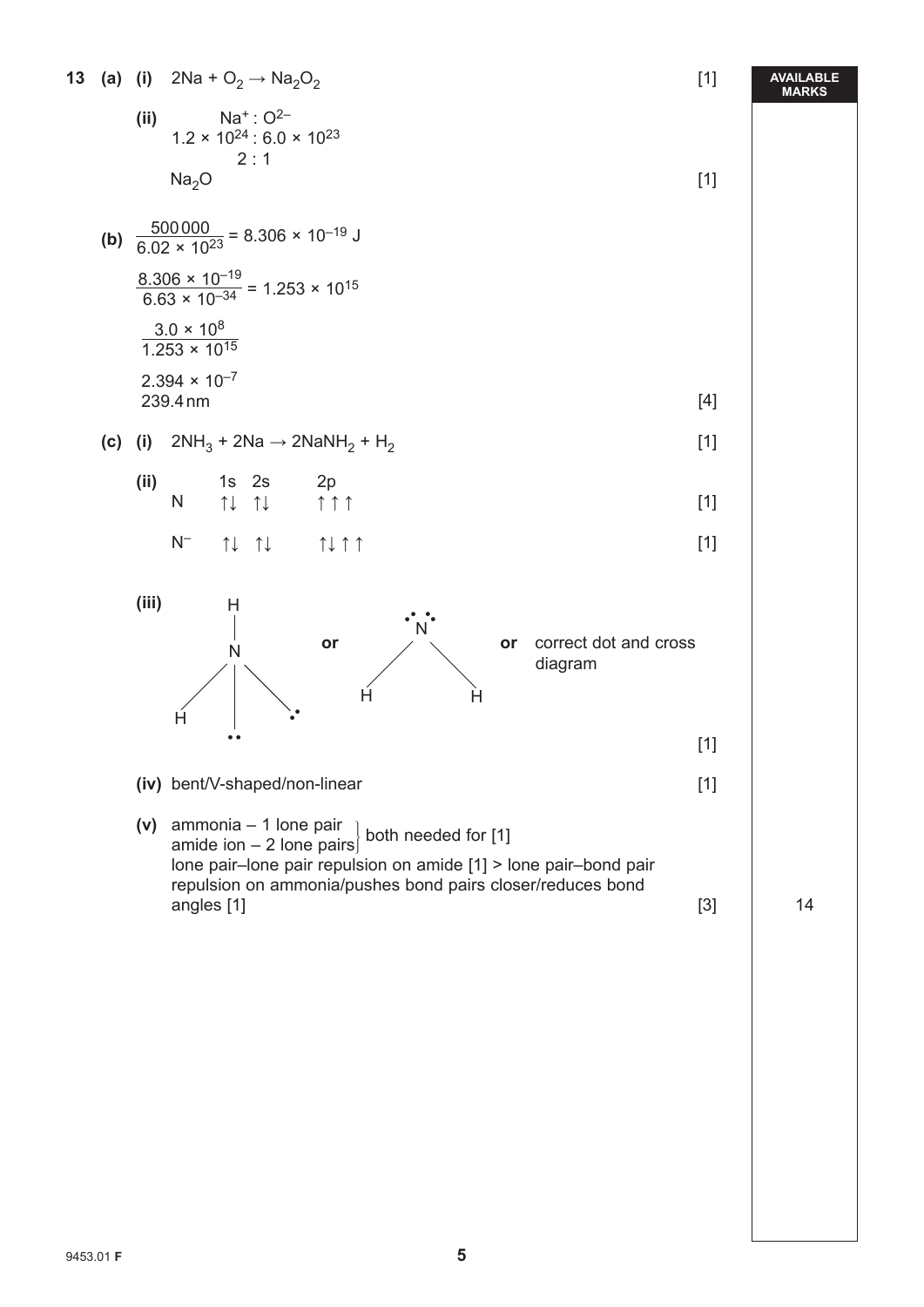**13 (a) (i)** $2Na + O_2 \rightarrow Na_2O_2$ [1]

**(ii)**
$Na^+ : O^{2-}$
$1.2 \times 10^{24} : 6.0 \times 10^{23}$
2 : 1
$Na_2O$ [1]

**(b)** $\frac{500\,000}{6.02 \times 10^{23}} = 8.306 \times 10^{-19}$ J

$\frac{8.306 \times 10^{-19}}{6.63 \times 10^{-34}} = 1.253 \times 10^{15}$

$\frac{3.0 \times 10^{8}}{1.253 \times 10^{15}}$

$2.394 \times 10^{-7}$
239.4 nm [4]

**(c) (i)** $2NH_3 + 2Na \rightarrow 2NaNH_2 + H_2$ [1]

**(ii)**

| | 1s | 2s | 2p |
|---|---|---|---|
| N | ↑↓ | ↑↓ | ↑ ↑ ↑ |
| $N^-$ | ↑↓ | ↑↓ | ↑↓ ↑ ↑ |

[1] [1]

**(iii)** [structural diagram of $NH_2^-$ with lone pairs on N] **or** [diagram of N with two lone pairs bonded to two H] **or** correct dot and cross diagram [1]

**(iv)** bent/V-shaped/non-linear [1]

**(v)** ammonia – 1 lone pair
amide ion – 2 lone pairs } both needed for [1]
lone pair–lone pair repulsion on amide [1] > lone pair–bond pair repulsion on ammonia/pushes bond pairs closer/reduces bond angles [1] [3]

AVAILABLE MARKS: 14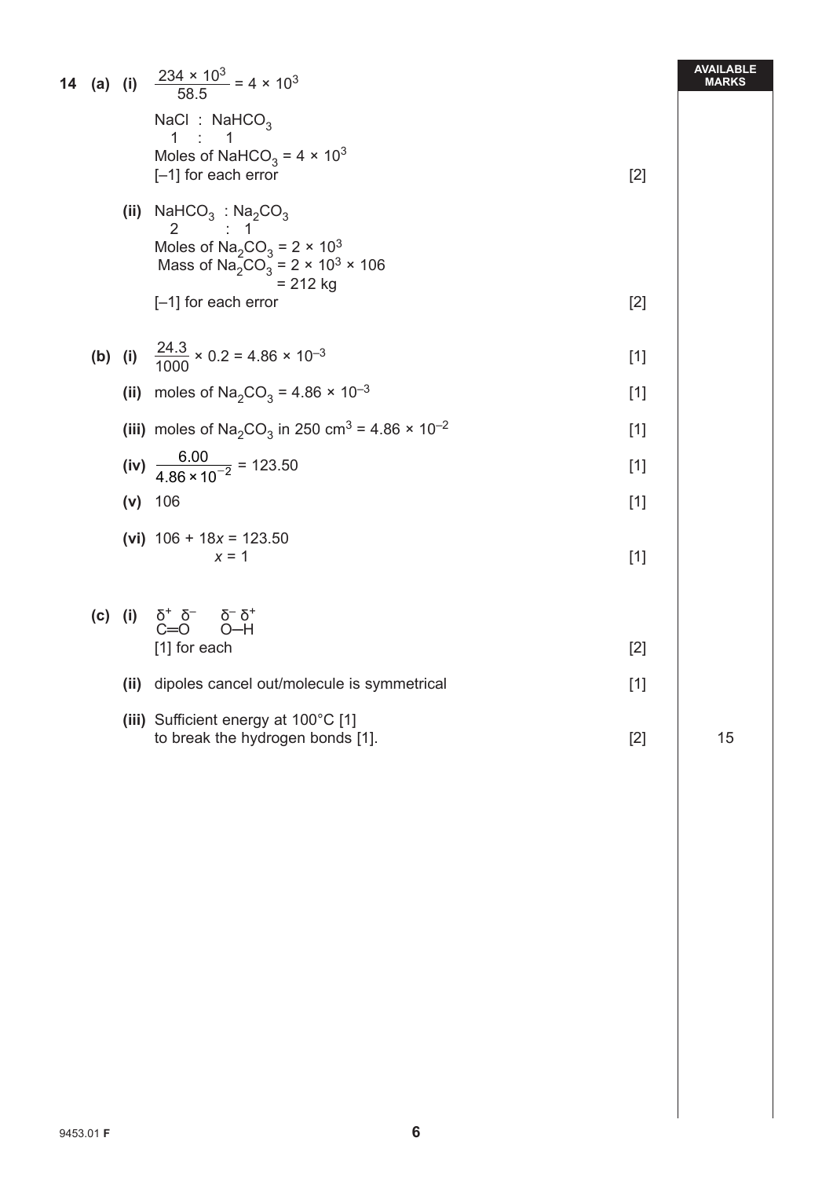**AVAILABLE MARKS**

**14 (a) (i)** $\frac{234 \times 10^3}{58.5} = 4 \times 10^3$

$NaCl : NaHCO_3$
$1 : 1$
Moles of $NaHCO_3 = 4 \times 10^3$
[–1] for each error [2]

**(ii)** $NaHCO_3 : Na_2CO_3$
$2 : 1$
Moles of $Na_2CO_3 = 2 \times 10^3$
Mass of $Na_2CO_3 = 2 \times 10^3 \times 106$
$= 212$ kg
[–1] for each error [2]

**(b) (i)** $\frac{24.3}{1000} \times 0.2 = 4.86 \times 10^{-3}$ [1]

**(ii)** moles of $Na_2CO_3 = 4.86 \times 10^{-3}$ [1]

**(iii)** moles of $Na_2CO_3$ in 250 $cm^3 = 4.86 \times 10^{-2}$ [1]

**(iv)** $\frac{6.00}{4.86 \times 10^{-2}} = 123.50$ [1]

**(v)** 106 [1]

**(vi)** $106 + 18x = 123.50$
$x = 1$ [1]

**(c) (i)** $\overset{\delta^+}{C}{=}\overset{\delta^-}{O}$ $\overset{\delta^-}{O}{-}\overset{\delta^+}{H}$
[1] for each [2]

**(ii)** dipoles cancel out/molecule is symmetrical [1]

**(iii)** Sufficient energy at 100°C [1]
to break the hydrogen bonds [1]. [2]

15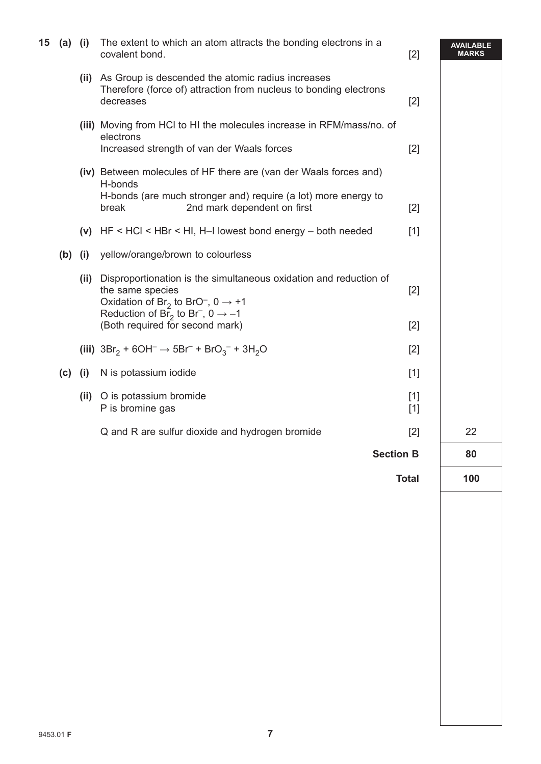| | | | | AVAILABLE MARKS |
|---|---|---|---|---|
| **15** | **(a)** | **(i)** The extent to which an atom attracts the bonding electrons in a covalent bond. | [2] | |
| | | **(ii)** As Group is descended the atomic radius increases<br>Therefore (force of) attraction from nucleus to bonding electrons decreases | [2] | |
| | | **(iii)** Moving from HCl to HI the molecules increase in RFM/mass/no. of electrons<br>Increased strength of van der Waals forces | [2] | |
| | | **(iv)** Between molecules of HF there are (van der Waals forces and) H-bonds<br>H-bonds (are much stronger and) require (a lot) more energy to break &nbsp;&nbsp;&nbsp;&nbsp; 2nd mark dependent on first | [2] | |
| | | **(v)** HF < HCl < HBr < HI, H–I lowest bond energy – both needed | [1] | |
| | **(b)** | **(i)** yellow/orange/brown to colourless | | |
| | | **(ii)** Disproportionation is the simultaneous oxidation and reduction of the same species | [2] | |
| | | Oxidation of $Br_2$ to $BrO^-$, $0 \rightarrow +1$<br>Reduction of $Br_2$ to $Br^-$, $0 \rightarrow -1$<br>(Both required for second mark) | [2] | |
| | | **(iii)** $3Br_2 + 6OH^- \rightarrow 5Br^- + BrO_3^- + 3H_2O$ | [2] | |
| | **(c)** | **(i)** N is potassium iodide | [1] | |
| | | **(ii)** O is potassium bromide | [1] | |
| | | P is bromine gas | [1] | |
| | | Q and R are sulfur dioxide and hydrogen bromide | [2] | 22 |
| | | | **Section B** | **80** |
| | | | **Total** | **100** |